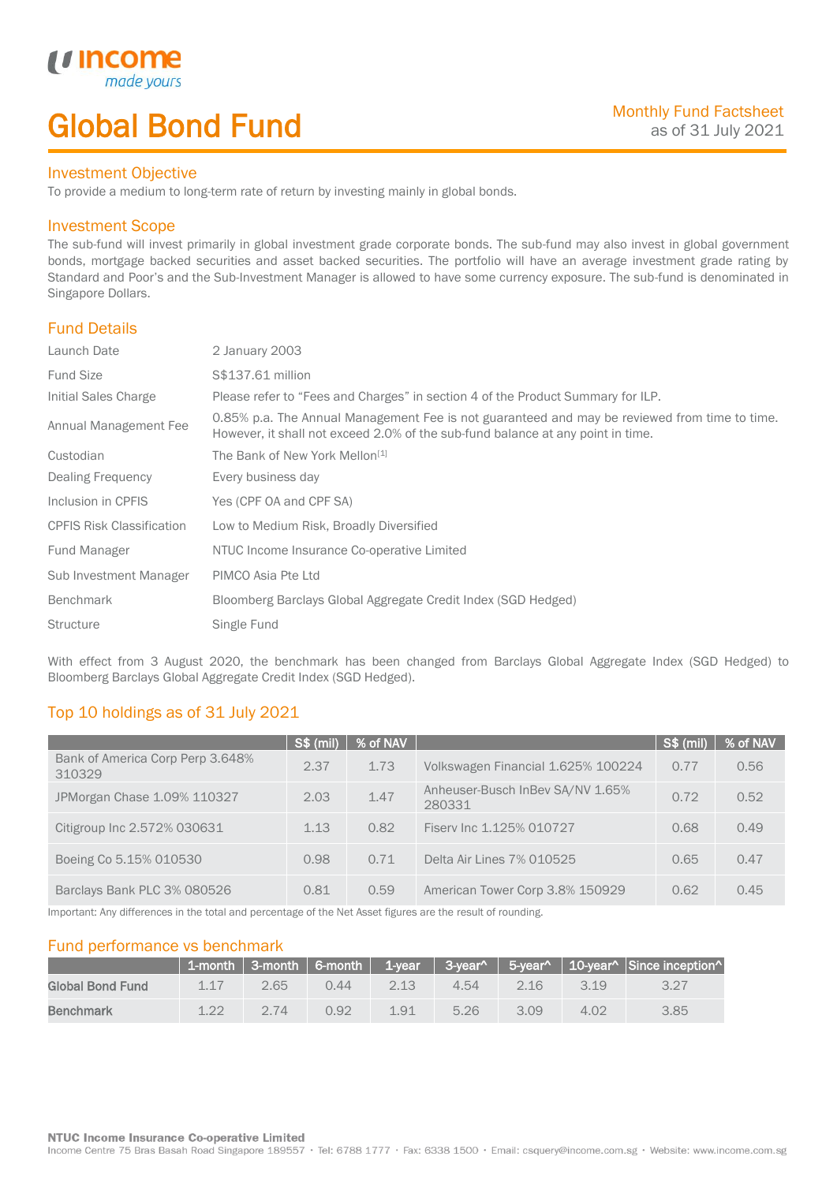income
made yours

# Global Bond Fund

Monthly Fund Factsheet
as of 31 July 2021

## Investment Objective

To provide a medium to long-term rate of return by investing mainly in global bonds.

## Investment Scope

The sub-fund will invest primarily in global investment grade corporate bonds. The sub-fund may also invest in global government bonds, mortgage backed securities and asset backed securities. The portfolio will have an average investment grade rating by Standard and Poor's and the Sub-Investment Manager is allowed to have some currency exposure. The sub-fund is denominated in Singapore Dollars.

## Fund Details

| | |
|---|---|
| Launch Date | 2 January 2003 |
| Fund Size | S$137.61 million |
| Initial Sales Charge | Please refer to "Fees and Charges" in section 4 of the Product Summary for ILP. |
| Annual Management Fee | 0.85% p.a. The Annual Management Fee is not guaranteed and may be reviewed from time to time. However, it shall not exceed 2.0% of the sub-fund balance at any point in time. |
| Custodian | The Bank of New York Mellon[1] |
| Dealing Frequency | Every business day |
| Inclusion in CPFIS | Yes (CPF OA and CPF SA) |
| CPFIS Risk Classification | Low to Medium Risk, Broadly Diversified |
| Fund Manager | NTUC Income Insurance Co-operative Limited |
| Sub Investment Manager | PIMCO Asia Pte Ltd |
| Benchmark | Bloomberg Barclays Global Aggregate Credit Index (SGD Hedged) |
| Structure | Single Fund |

With effect from 3 August 2020, the benchmark has been changed from Barclays Global Aggregate Index (SGD Hedged) to Bloomberg Barclays Global Aggregate Credit Index (SGD Hedged).

## Top 10 holdings as of 31 July 2021

| | S$ (mil) | % of NAV | | S$ (mil) | % of NAV |
|---|---|---|---|---|---|
| Bank of America Corp Perp 3.648% 310329 | 2.37 | 1.73 | Volkswagen Financial 1.625% 100224 | 0.77 | 0.56 |
| JPMorgan Chase 1.09% 110327 | 2.03 | 1.47 | Anheuser-Busch InBev SA/NV 1.65% 280331 | 0.72 | 0.52 |
| Citigroup Inc 2.572% 030631 | 1.13 | 0.82 | Fiserv Inc 1.125% 010727 | 0.68 | 0.49 |
| Boeing Co 5.15% 010530 | 0.98 | 0.71 | Delta Air Lines 7% 010525 | 0.65 | 0.47 |
| Barclays Bank PLC 3% 080526 | 0.81 | 0.59 | American Tower Corp 3.8% 150929 | 0.62 | 0.45 |

Important: Any differences in the total and percentage of the Net Asset figures are the result of rounding.

## Fund performance vs benchmark

| | 1-month | 3-month | 6-month | 1-year | 3-year^ | 5-year^ | 10-year^ | Since inception^ |
|---|---|---|---|---|---|---|---|---|
| **Global Bond Fund** | 1.17 | 2.65 | 0.44 | 2.13 | 4.54 | 2.16 | 3.19 | 3.27 |
| **Benchmark** | 1.22 | 2.74 | 0.92 | 1.91 | 5.26 | 3.09 | 4.02 | 3.85 |

**NTUC Income Insurance Co-operative Limited**
Income Centre 75 Bras Basah Road Singapore 189557 • Tel: 6788 1777 • Fax: 6338 1500 • Email: csquery@income.com.sg • Website: www.income.com.sg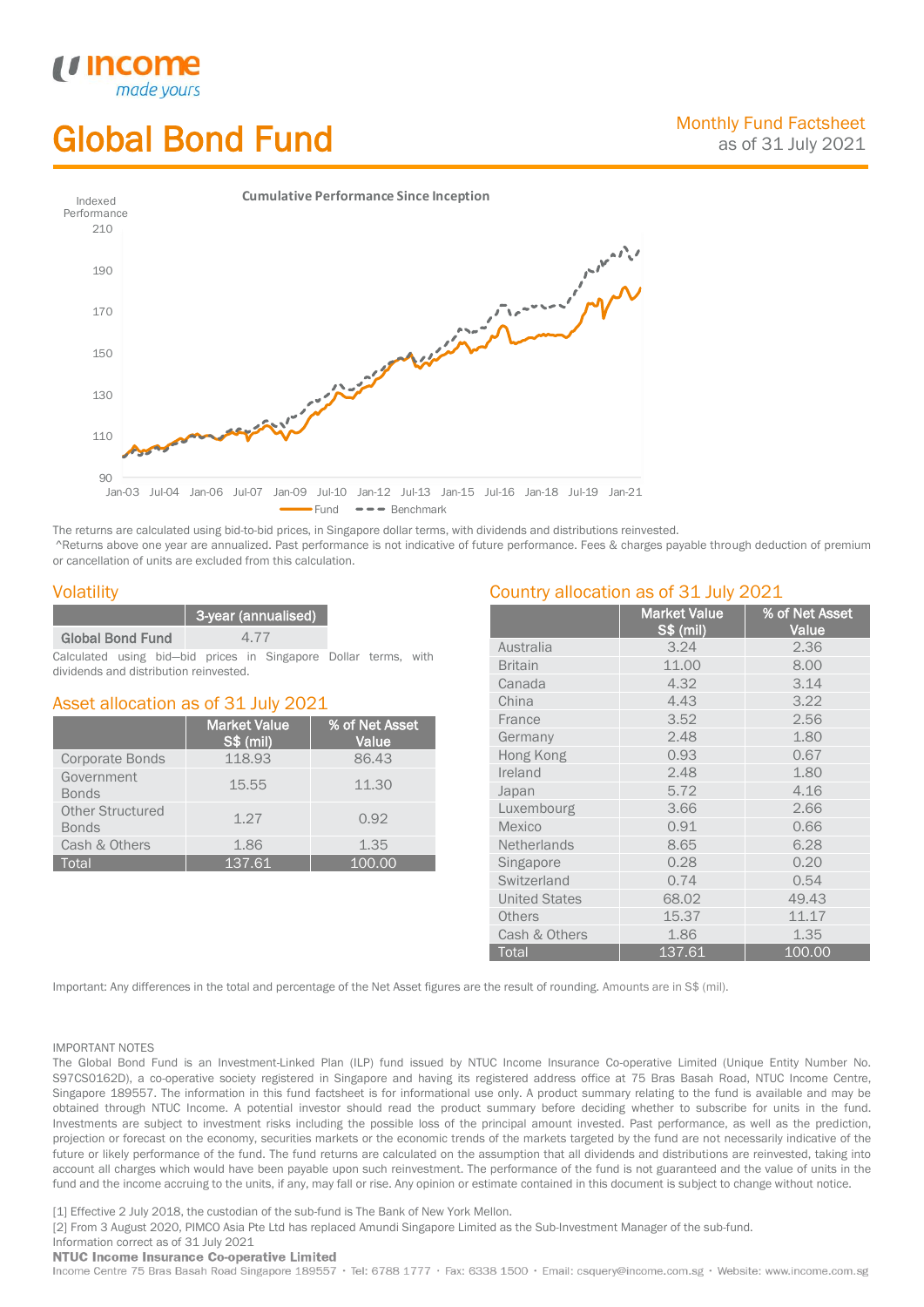# Global Bond Fund

Monthly Fund Factsheet
as of 31 July 2021

Cumulative Performance Since Inception

Indexed Performance

210
190
170
150
130
110
90

Jan-03 Jul-04 Jan-06 Jul-07 Jan-09 Jul-10 Jan-12 Jul-13 Jan-15 Jul-16 Jan-18 Jul-19 Jan-21

Fund Benchmark

The returns are calculated using bid-to-bid prices, in Singapore dollar terms, with dividends and distributions reinvested.
^Returns above one year are annualized. Past performance is not indicative of future performance. Fees & charges payable through deduction of premium or cancellation of units are excluded from this calculation.

## Volatility

| | 3-year (annualised) |
|---|---|
| Global Bond Fund | 4.77 |

Calculated using bid–bid prices in Singapore Dollar terms, with dividends and distribution reinvested.

## Asset allocation as of 31 July 2021

| | Market Value S$ (mil) | % of Net Asset Value |
|---|---|---|
| Corporate Bonds | 118.93 | 86.43 |
| Government Bonds | 15.55 | 11.30 |
| Other Structured Bonds | 1.27 | 0.92 |
| Cash & Others | 1.86 | 1.35 |
| Total | 137.61 | 100.00 |

## Country allocation as of 31 July 2021

| | Market Value S$ (mil) | % of Net Asset Value |
|---|---|---|
| Australia | 3.24 | 2.36 |
| Britain | 11.00 | 8.00 |
| Canada | 4.32 | 3.14 |
| China | 4.43 | 3.22 |
| France | 3.52 | 2.56 |
| Germany | 2.48 | 1.80 |
| Hong Kong | 0.93 | 0.67 |
| Ireland | 2.48 | 1.80 |
| Japan | 5.72 | 4.16 |
| Luxembourg | 3.66 | 2.66 |
| Mexico | 0.91 | 0.66 |
| Netherlands | 8.65 | 6.28 |
| Singapore | 0.28 | 0.20 |
| Switzerland | 0.74 | 0.54 |
| United States | 68.02 | 49.43 |
| Others | 15.37 | 11.17 |
| Cash & Others | 1.86 | 1.35 |
| Total | 137.61 | 100.00 |

Important: Any differences in the total and percentage of the Net Asset figures are the result of rounding. Amounts are in S$ (mil).

IMPORTANT NOTES

The Global Bond Fund is an Investment-Linked Plan (ILP) fund issued by NTUC Income Insurance Co-operative Limited (Unique Entity Number No. S97CS0162D), a co-operative society registered in Singapore and having its registered address office at 75 Bras Basah Road, NTUC Income Centre, Singapore 189557. The information in this fund factsheet is for informational use only. A product summary relating to the fund is available and may be obtained through NTUC Income. A potential investor should read the product summary before deciding whether to subscribe for units in the fund. Investments are subject to investment risks including the possible loss of the principal amount invested. Past performance, as well as the prediction, projection or forecast on the economy, securities markets or the economic trends of the markets targeted by the fund are not necessarily indicative of the future or likely performance of the fund. The fund returns are calculated on the assumption that all dividends and distributions are reinvested, taking into account all charges which would have been payable upon such reinvestment. The performance of the fund is not guaranteed and the value of units in the fund and the income accruing to the units, if any, may fall or rise. Any opinion or estimate contained in this document is subject to change without notice.

[1] Effective 2 July 2018, the custodian of the sub-fund is The Bank of New York Mellon.
[2] From 3 August 2020, PIMCO Asia Pte Ltd has replaced Amundi Singapore Limited as the Sub-Investment Manager of the sub-fund.
Information correct as of 31 July 2021

**NTUC Income Insurance Co-operative Limited**
Income Centre 75 Bras Basah Road Singapore 189557 · Tel: 6788 1777 · Fax: 6338 1500 · Email: csquery@income.com.sg · Website: www.income.com.sg